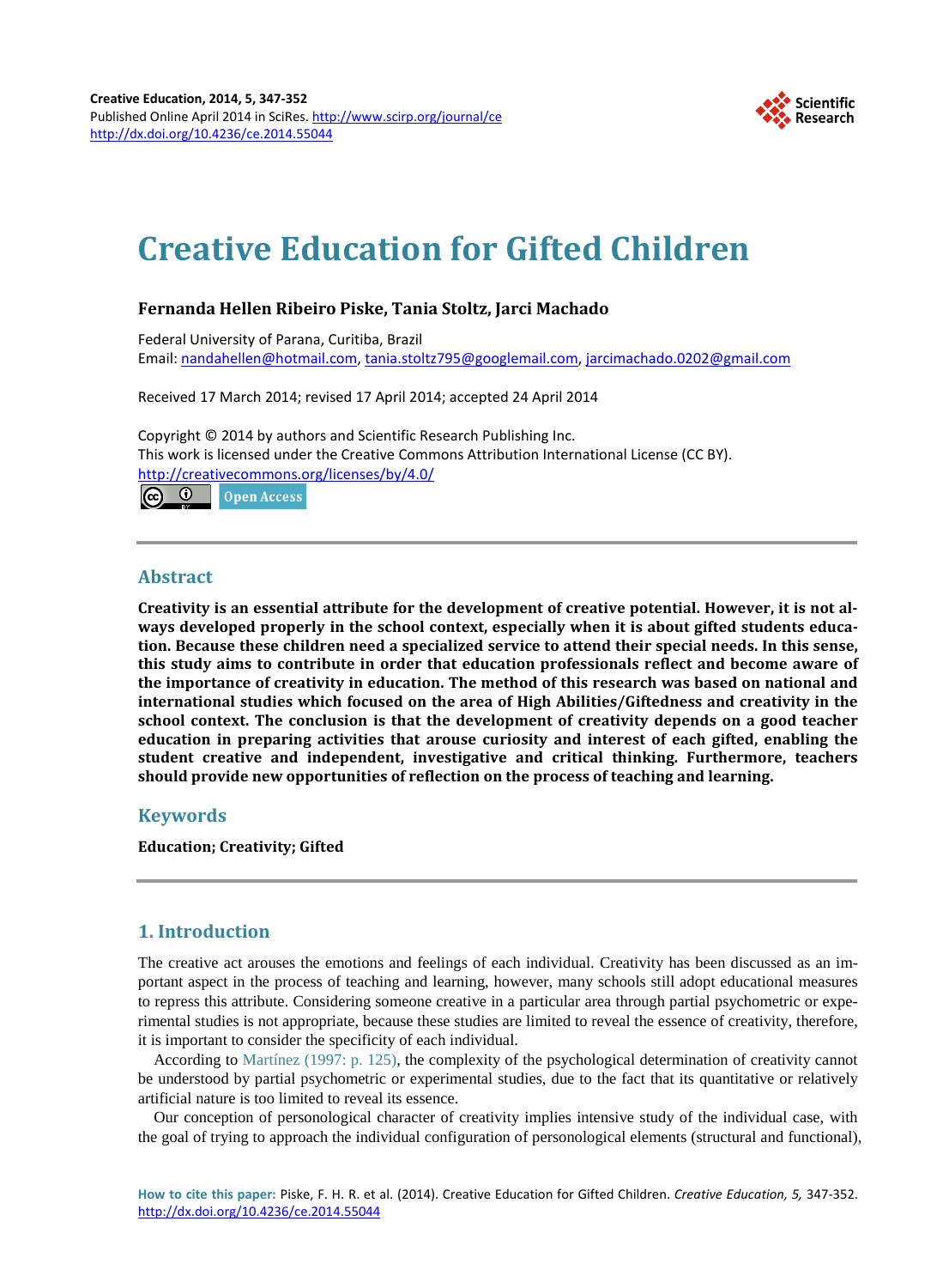# Creative Education for Gifted Children

**Fernanda Hellen Ribeiro Piske, Tania Stoltz, Jarci Machado**

Federal University of Parana, Curitiba, Brazil
Email: nandahellen@hotmail.com, tania.stoltz795@googlemail.com, jarcimachado.0202@gmail.com

Received 17 March 2014; revised 17 April 2014; accepted 24 April 2014

Copyright © 2014 by authors and Scientific Research Publishing Inc.
This work is licensed under the Creative Commons Attribution International License (CC BY).
http://creativecommons.org/licenses/by/4.0/

Open Access

## Abstract

**Creativity is an essential attribute for the development of creative potential. However, it is not always developed properly in the school context, especially when it is about gifted students education. Because these children need a specialized service to attend their special needs. In this sense, this study aims to contribute in order that education professionals reflect and become aware of the importance of creativity in education. The method of this research was based on national and international studies which focused on the area of High Abilities/Giftedness and creativity in the school context. The conclusion is that the development of creativity depends on a good teacher education in preparing activities that arouse curiosity and interest of each gifted, enabling the student creative and independent, investigative and critical thinking. Furthermore, teachers should provide new opportunities of reflection on the process of teaching and learning.**

## Keywords

**Education; Creativity; Gifted**

## 1. Introduction

The creative act arouses the emotions and feelings of each individual. Creativity has been discussed as an important aspect in the process of teaching and learning, however, many schools still adopt educational measures to repress this attribute. Considering someone creative in a particular area through partial psychometric or experimental studies is not appropriate, because these studies are limited to reveal the essence of creativity, therefore, it is important to consider the specificity of each individual.

According to Martínez (1997: p. 125), the complexity of the psychological determination of creativity cannot be understood by partial psychometric or experimental studies, due to the fact that its quantitative or relatively artificial nature is too limited to reveal its essence.

Our conception of personological character of creativity implies intensive study of the individual case, with the goal of trying to approach the individual configuration of personological elements (structural and functional),

**How to cite this paper:** Piske, F. H. R. et al. (2014). Creative Education for Gifted Children. *Creative Education, 5,* 347-352. http://dx.doi.org/10.4236/ce.2014.55044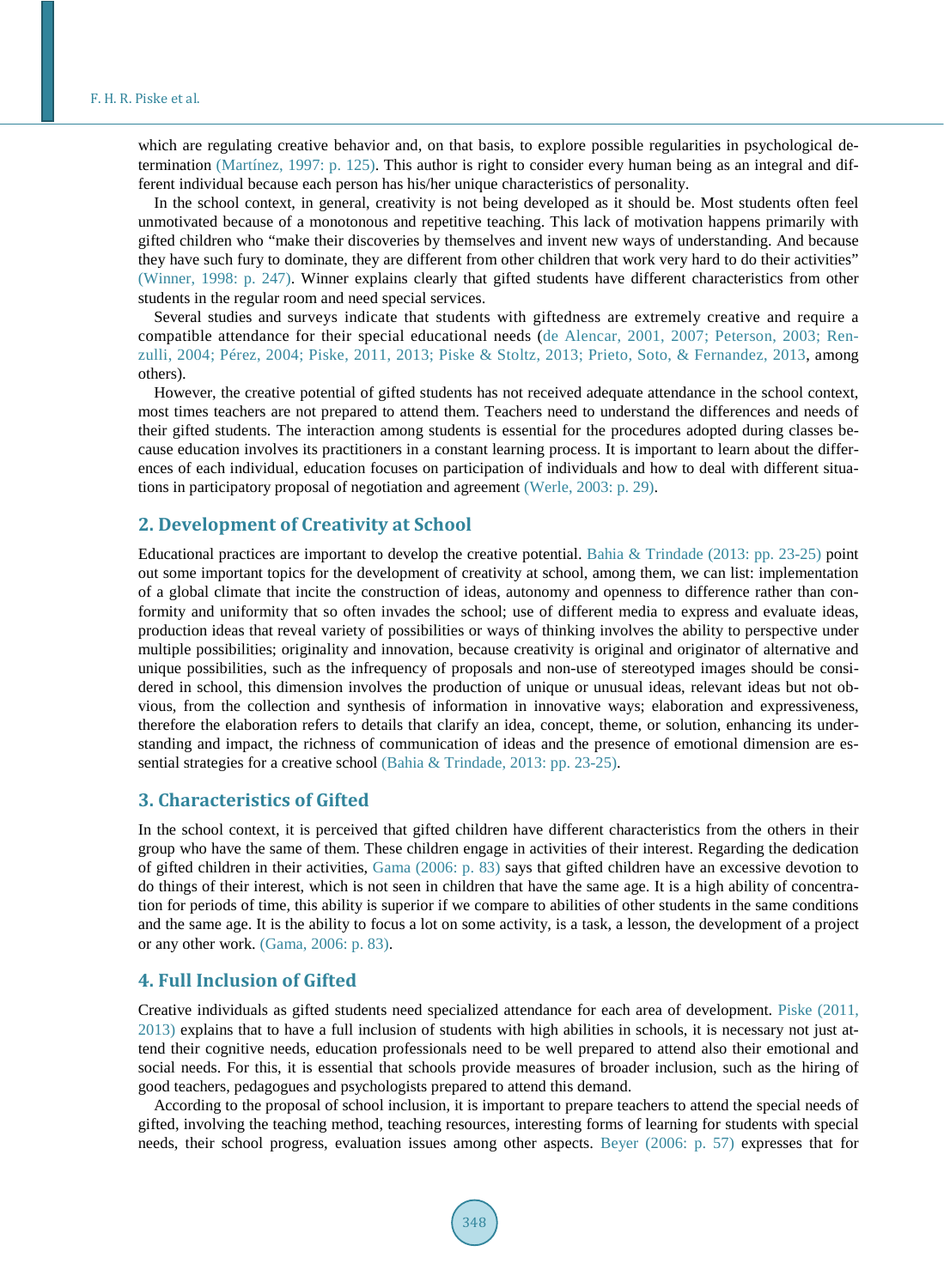which are regulating creative behavior and, on that basis, to explore possible regularities in psychological determination (Martínez, 1997: p. 125). This author is right to consider every human being as an integral and different individual because each person has his/her unique characteristics of personality.

In the school context, in general, creativity is not being developed as it should be. Most students often feel unmotivated because of a monotonous and repetitive teaching. This lack of motivation happens primarily with gifted children who "make their discoveries by themselves and invent new ways of understanding. And because they have such fury to dominate, they are different from other children that work very hard to do their activities" (Winner, 1998: p. 247). Winner explains clearly that gifted students have different characteristics from other students in the regular room and need special services.

Several studies and surveys indicate that students with giftedness are extremely creative and require a compatible attendance for their special educational needs (de Alencar, 2001, 2007; Peterson, 2003; Renzulli, 2004; Pérez, 2004; Piske, 2011, 2013; Piske & Stoltz, 2013; Prieto, Soto, & Fernandez, 2013, among others).

However, the creative potential of gifted students has not received adequate attendance in the school context, most times teachers are not prepared to attend them. Teachers need to understand the differences and needs of their gifted students. The interaction among students is essential for the procedures adopted during classes because education involves its practitioners in a constant learning process. It is important to learn about the differences of each individual, education focuses on participation of individuals and how to deal with different situations in participatory proposal of negotiation and agreement (Werle, 2003: p. 29).

## 2. Development of Creativity at School

Educational practices are important to develop the creative potential. Bahia & Trindade (2013: pp. 23-25) point out some important topics for the development of creativity at school, among them, we can list: implementation of a global climate that incite the construction of ideas, autonomy and openness to difference rather than conformity and uniformity that so often invades the school; use of different media to express and evaluate ideas, production ideas that reveal variety of possibilities or ways of thinking involves the ability to perspective under multiple possibilities; originality and innovation, because creativity is original and originator of alternative and unique possibilities, such as the infrequency of proposals and non-use of stereotyped images should be considered in school, this dimension involves the production of unique or unusual ideas, relevant ideas but not obvious, from the collection and synthesis of information in innovative ways; elaboration and expressiveness, therefore the elaboration refers to details that clarify an idea, concept, theme, or solution, enhancing its understanding and impact, the richness of communication of ideas and the presence of emotional dimension are essential strategies for a creative school (Bahia & Trindade, 2013: pp. 23-25).

## 3. Characteristics of Gifted

In the school context, it is perceived that gifted children have different characteristics from the others in their group who have the same of them. These children engage in activities of their interest. Regarding the dedication of gifted children in their activities, Gama (2006: p. 83) says that gifted children have an excessive devotion to do things of their interest, which is not seen in children that have the same age. It is a high ability of concentration for periods of time, this ability is superior if we compare to abilities of other students in the same conditions and the same age. It is the ability to focus a lot on some activity, is a task, a lesson, the development of a project or any other work. (Gama, 2006: p. 83).

## 4. Full Inclusion of Gifted

Creative individuals as gifted students need specialized attendance for each area of development. Piske (2011, 2013) explains that to have a full inclusion of students with high abilities in schools, it is necessary not just attend their cognitive needs, education professionals need to be well prepared to attend also their emotional and social needs. For this, it is essential that schools provide measures of broader inclusion, such as the hiring of good teachers, pedagogues and psychologists prepared to attend this demand.

According to the proposal of school inclusion, it is important to prepare teachers to attend the special needs of gifted, involving the teaching method, teaching resources, interesting forms of learning for students with special needs, their school progress, evaluation issues among other aspects. Beyer (2006: p. 57) expresses that for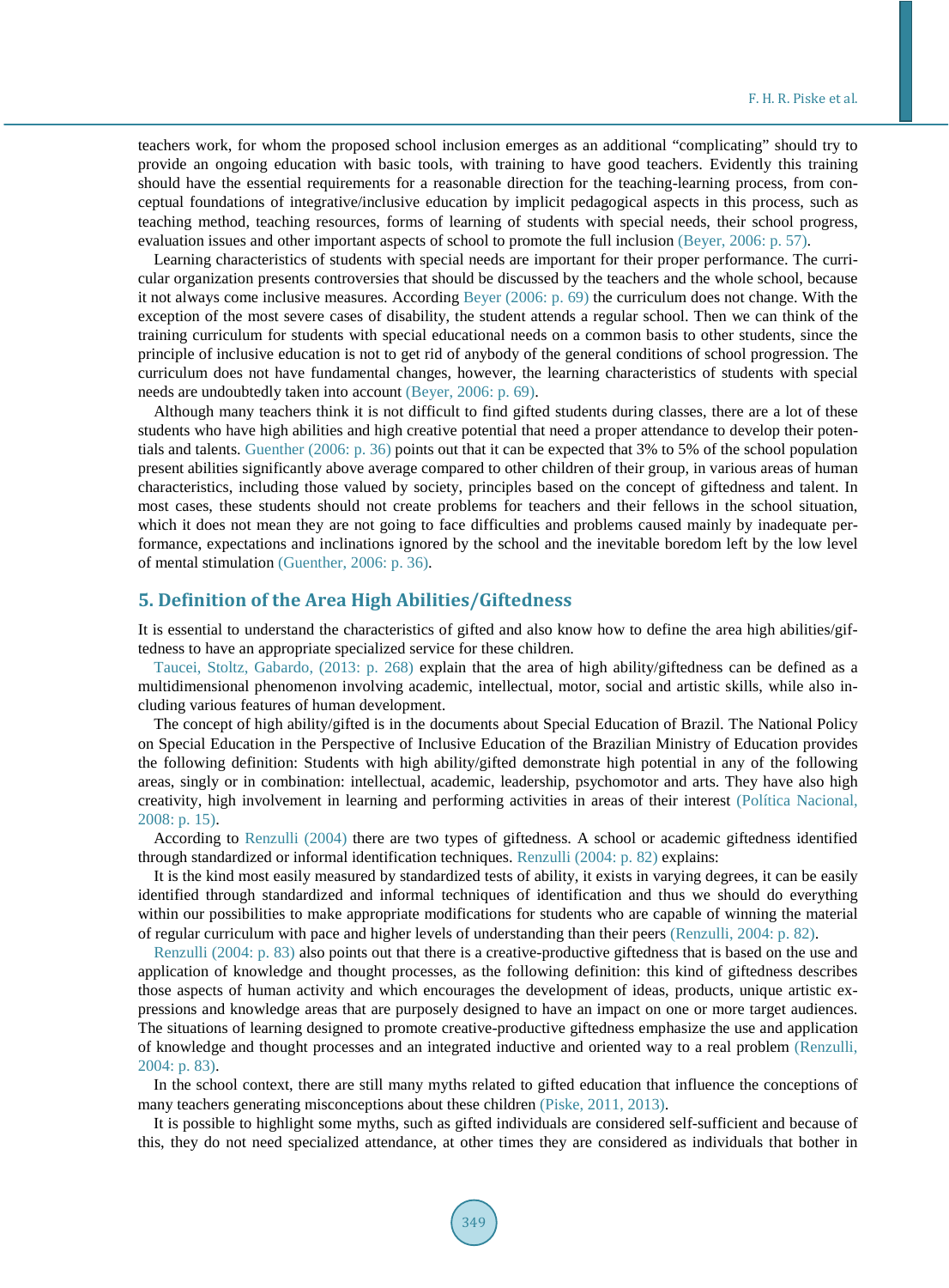teachers work, for whom the proposed school inclusion emerges as an additional "complicating" should try to provide an ongoing education with basic tools, with training to have good teachers. Evidently this training should have the essential requirements for a reasonable direction for the teaching-learning process, from conceptual foundations of integrative/inclusive education by implicit pedagogical aspects in this process, such as teaching method, teaching resources, forms of learning of students with special needs, their school progress, evaluation issues and other important aspects of school to promote the full inclusion (Beyer, 2006: p. 57).

Learning characteristics of students with special needs are important for their proper performance. The curricular organization presents controversies that should be discussed by the teachers and the whole school, because it not always come inclusive measures. According Beyer (2006: p. 69) the curriculum does not change. With the exception of the most severe cases of disability, the student attends a regular school. Then we can think of the training curriculum for students with special educational needs on a common basis to other students, since the principle of inclusive education is not to get rid of anybody of the general conditions of school progression. The curriculum does not have fundamental changes, however, the learning characteristics of students with special needs are undoubtedly taken into account (Beyer, 2006: p. 69).

Although many teachers think it is not difficult to find gifted students during classes, there are a lot of these students who have high abilities and high creative potential that need a proper attendance to develop their potentials and talents. Guenther (2006: p. 36) points out that it can be expected that 3% to 5% of the school population present abilities significantly above average compared to other children of their group, in various areas of human characteristics, including those valued by society, principles based on the concept of giftedness and talent. In most cases, these students should not create problems for teachers and their fellows in the school situation, which it does not mean they are not going to face difficulties and problems caused mainly by inadequate performance, expectations and inclinations ignored by the school and the inevitable boredom left by the low level of mental stimulation (Guenther, 2006: p. 36).

## 5. Definition of the Area High Abilities/Giftedness

It is essential to understand the characteristics of gifted and also know how to define the area high abilities/giftedness to have an appropriate specialized service for these children.

Taucei, Stoltz, Gabardo, (2013: p. 268) explain that the area of high ability/giftedness can be defined as a multidimensional phenomenon involving academic, intellectual, motor, social and artistic skills, while also including various features of human development.

The concept of high ability/gifted is in the documents about Special Education of Brazil. The National Policy on Special Education in the Perspective of Inclusive Education of the Brazilian Ministry of Education provides the following definition: Students with high ability/gifted demonstrate high potential in any of the following areas, singly or in combination: intellectual, academic, leadership, psychomotor and arts. They have also high creativity, high involvement in learning and performing activities in areas of their interest (Política Nacional, 2008: p. 15).

According to Renzulli (2004) there are two types of giftedness. A school or academic giftedness identified through standardized or informal identification techniques. Renzulli (2004: p. 82) explains:

It is the kind most easily measured by standardized tests of ability, it exists in varying degrees, it can be easily identified through standardized and informal techniques of identification and thus we should do everything within our possibilities to make appropriate modifications for students who are capable of winning the material of regular curriculum with pace and higher levels of understanding than their peers (Renzulli, 2004: p. 82).

Renzulli (2004: p. 83) also points out that there is a creative-productive giftedness that is based on the use and application of knowledge and thought processes, as the following definition: this kind of giftedness describes those aspects of human activity and which encourages the development of ideas, products, unique artistic expressions and knowledge areas that are purposely designed to have an impact on one or more target audiences. The situations of learning designed to promote creative-productive giftedness emphasize the use and application of knowledge and thought processes and an integrated inductive and oriented way to a real problem (Renzulli, 2004: p. 83).

In the school context, there are still many myths related to gifted education that influence the conceptions of many teachers generating misconceptions about these children (Piske, 2011, 2013).

It is possible to highlight some myths, such as gifted individuals are considered self-sufficient and because of this, they do not need specialized attendance, at other times they are considered as individuals that bother in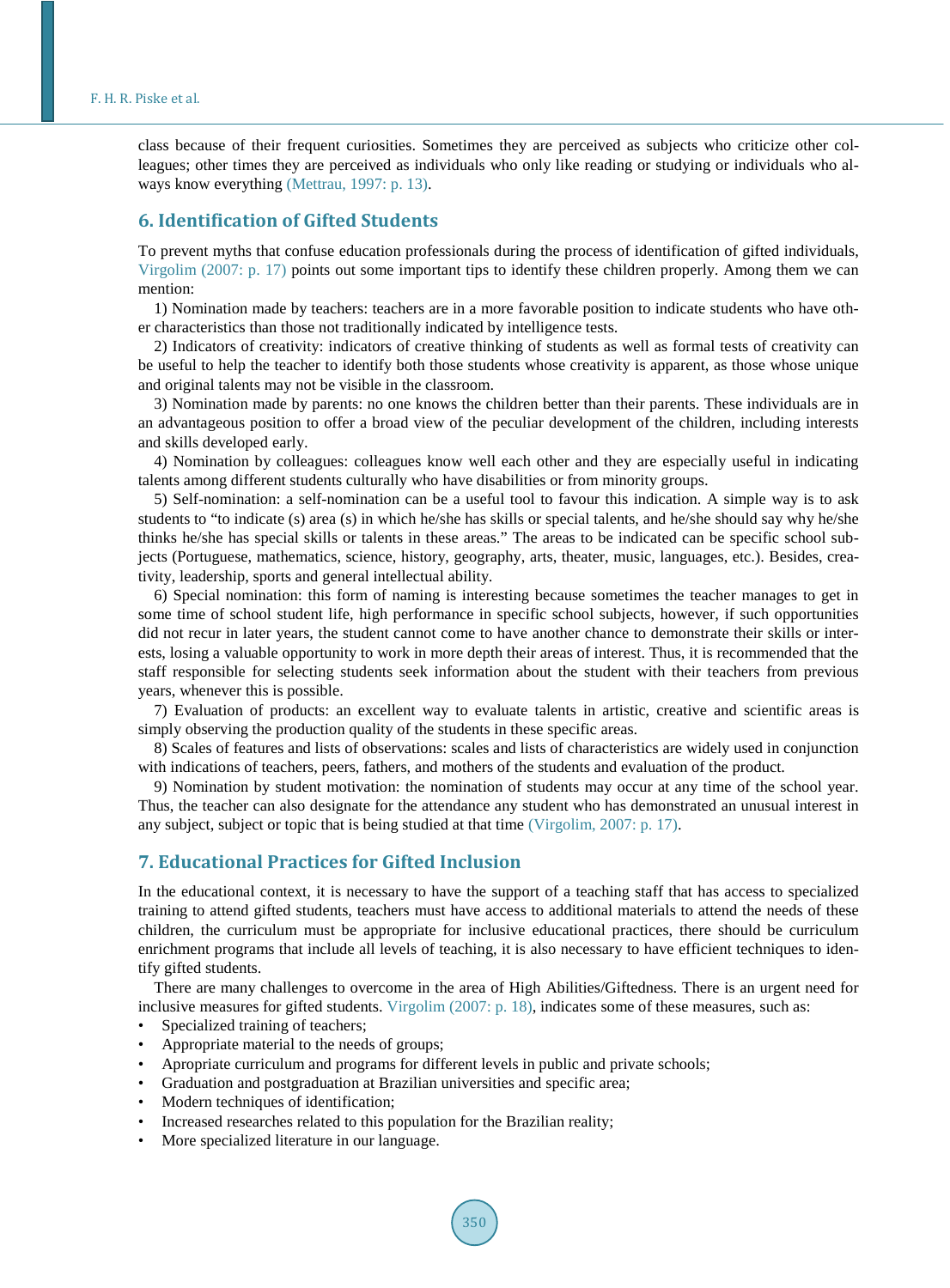class because of their frequent curiosities. Sometimes they are perceived as subjects who criticize other colleagues; other times they are perceived as individuals who only like reading or studying or individuals who always know everything (Mettrau, 1997: p. 13).

## 6. Identification of Gifted Students

To prevent myths that confuse education professionals during the process of identification of gifted individuals, Virgolim (2007: p. 17) points out some important tips to identify these children properly. Among them we can mention:

1) Nomination made by teachers: teachers are in a more favorable position to indicate students who have other characteristics than those not traditionally indicated by intelligence tests.

2) Indicators of creativity: indicators of creative thinking of students as well as formal tests of creativity can be useful to help the teacher to identify both those students whose creativity is apparent, as those whose unique and original talents may not be visible in the classroom.

3) Nomination made by parents: no one knows the children better than their parents. These individuals are in an advantageous position to offer a broad view of the peculiar development of the children, including interests and skills developed early.

4) Nomination by colleagues: colleagues know well each other and they are especially useful in indicating talents among different students culturally who have disabilities or from minority groups.

5) Self-nomination: a self-nomination can be a useful tool to favour this indication. A simple way is to ask students to "to indicate (s) area (s) in which he/she has skills or special talents, and he/she should say why he/she thinks he/she has special skills or talents in these areas." The areas to be indicated can be specific school subjects (Portuguese, mathematics, science, history, geography, arts, theater, music, languages, etc.). Besides, creativity, leadership, sports and general intellectual ability.

6) Special nomination: this form of naming is interesting because sometimes the teacher manages to get in some time of school student life, high performance in specific school subjects, however, if such opportunities did not recur in later years, the student cannot come to have another chance to demonstrate their skills or interests, losing a valuable opportunity to work in more depth their areas of interest. Thus, it is recommended that the staff responsible for selecting students seek information about the student with their teachers from previous years, whenever this is possible.

7) Evaluation of products: an excellent way to evaluate talents in artistic, creative and scientific areas is simply observing the production quality of the students in these specific areas.

8) Scales of features and lists of observations: scales and lists of characteristics are widely used in conjunction with indications of teachers, peers, fathers, and mothers of the students and evaluation of the product.

9) Nomination by student motivation: the nomination of students may occur at any time of the school year. Thus, the teacher can also designate for the attendance any student who has demonstrated an unusual interest in any subject, subject or topic that is being studied at that time (Virgolim, 2007: p. 17).

## 7. Educational Practices for Gifted Inclusion

In the educational context, it is necessary to have the support of a teaching staff that has access to specialized training to attend gifted students, teachers must have access to additional materials to attend the needs of these children, the curriculum must be appropriate for inclusive educational practices, there should be curriculum enrichment programs that include all levels of teaching, it is also necessary to have efficient techniques to identify gifted students.

There are many challenges to overcome in the area of High Abilities/Giftedness. There is an urgent need for inclusive measures for gifted students. Virgolim (2007: p. 18), indicates some of these measures, such as:

- Specialized training of teachers;
- Appropriate material to the needs of groups;
- Apropriate curriculum and programs for different levels in public and private schools;
- Graduation and postgraduation at Brazilian universities and specific area;
- Modern techniques of identification;
- Increased researches related to this population for the Brazilian reality;
- More specialized literature in our language.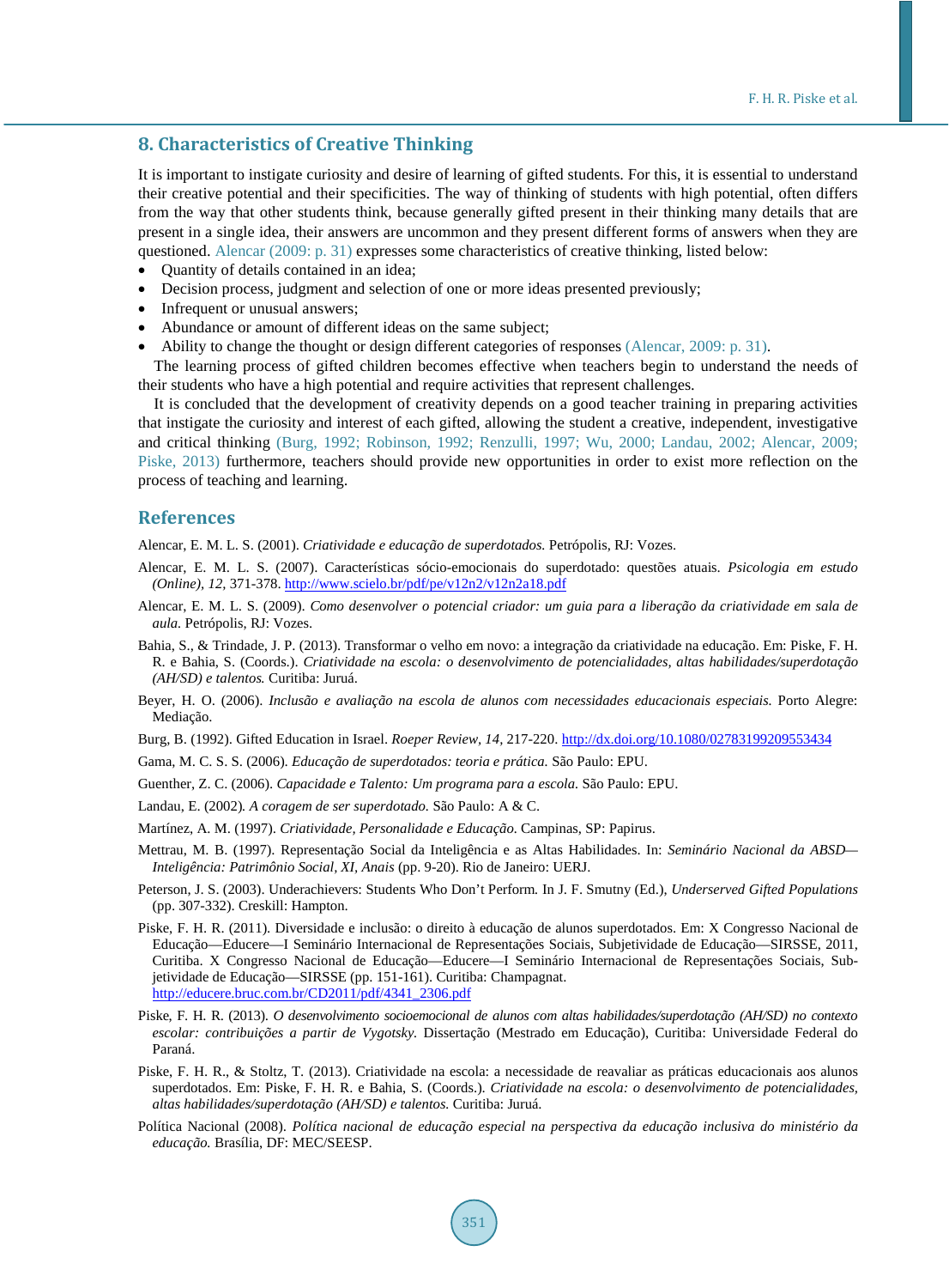## 8. Characteristics of Creative Thinking

It is important to instigate curiosity and desire of learning of gifted students. For this, it is essential to understand their creative potential and their specificities. The way of thinking of students with high potential, often differs from the way that other students think, because generally gifted present in their thinking many details that are present in a single idea, their answers are uncommon and they present different forms of answers when they are questioned. Alencar (2009: p. 31) expresses some characteristics of creative thinking, listed below:

- Quantity of details contained in an idea;
- Decision process, judgment and selection of one or more ideas presented previously;
- Infrequent or unusual answers;
- Abundance or amount of different ideas on the same subject;
- Ability to change the thought or design different categories of responses (Alencar, 2009: p. 31).

The learning process of gifted children becomes effective when teachers begin to understand the needs of their students who have a high potential and require activities that represent challenges.

It is concluded that the development of creativity depends on a good teacher training in preparing activities that instigate the curiosity and interest of each gifted, allowing the student a creative, independent, investigative and critical thinking (Burg, 1992; Robinson, 1992; Renzulli, 1997; Wu, 2000; Landau, 2002; Alencar, 2009; Piske, 2013) furthermore, teachers should provide new opportunities in order to exist more reflection on the process of teaching and learning.

## References

Alencar, E. M. L. S. (2001). *Criatividade e educação de superdotados.* Petrópolis, RJ: Vozes.

Alencar, E. M. L. S. (2007). Características sócio-emocionais do superdotado: questões atuais. *Psicologia em estudo (Online), 12,* 371-378. http://www.scielo.br/pdf/pe/v12n2/v12n2a18.pdf

Alencar, E. M. L. S. (2009). *Como desenvolver o potencial criador: um guia para a liberação da criatividade em sala de aula.* Petrópolis, RJ: Vozes.

Bahia, S., & Trindade, J. P. (2013). Transformar o velho em novo: a integração da criatividade na educação. Em: Piske, F. H. R. e Bahia, S. (Coords.). *Criatividade na escola: o desenvolvimento de potencialidades, altas habilidades/superdotação (AH/SD) e talentos.* Curitiba: Juruá.

Beyer, H. O. (2006). *Inclusão e avaliação na escola de alunos com necessidades educacionais especiais.* Porto Alegre: Mediação.

Burg, B. (1992). Gifted Education in Israel. *Roeper Review, 14,* 217-220. http://dx.doi.org/10.1080/02783199209553434

Gama, M. C. S. S. (2006). *Educação de superdotados: teoria e prática.* São Paulo: EPU.

Guenther, Z. C. (2006). *Capacidade e Talento: Um programa para a escola.* São Paulo: EPU.

Landau, E. (2002). *A coragem de ser superdotado.* São Paulo: A & C.

Martínez, A. M. (1997). *Criatividade, Personalidade e Educação.* Campinas, SP: Papirus.

Mettrau, M. B. (1997). Representação Social da Inteligência e as Altas Habilidades. In: *Seminário Nacional da ABSD—Inteligência: Patrimônio Social, XI, Anais* (pp. 9-20). Rio de Janeiro: UERJ.

Peterson, J. S. (2003). Underachievers: Students Who Don't Perform. In J. F. Smutny (Ed.), *Underserved Gifted Populations* (pp. 307-332). Creskill: Hampton.

Piske, F. H. R. (2011). Diversidade e inclusão: o direito à educação de alunos superdotados. Em: X Congresso Nacional de Educação—Educere—I Seminário Internacional de Representações Sociais, Subjetividade de Educação—SIRSSE, 2011, Curitiba. X Congresso Nacional de Educação—Educere—I Seminário Internacional de Representações Sociais, Subjetividade de Educação—SIRSSE (pp. 151-161). Curitiba: Champagnat. http://educere.bruc.com.br/CD2011/pdf/4341_2306.pdf

Piske, F. H. R. (2013). *O desenvolvimento socioemocional de alunos com altas habilidades/superdotação (AH/SD) no contexto escolar: contribuições a partir de Vygotsky.* Dissertação (Mestrado em Educação), Curitiba: Universidade Federal do Paraná.

Piske, F. H. R., & Stoltz, T. (2013). Criatividade na escola: a necessidade de reavaliar as práticas educacionais aos alunos superdotados. Em: Piske, F. H. R. e Bahia, S. (Coords.). *Criatividade na escola: o desenvolvimento de potencialidades, altas habilidades/superdotação (AH/SD) e talentos.* Curitiba: Juruá.

Política Nacional (2008). *Política nacional de educação especial na perspectiva da educação inclusiva do ministério da educação.* Brasília, DF: MEC/SEESP.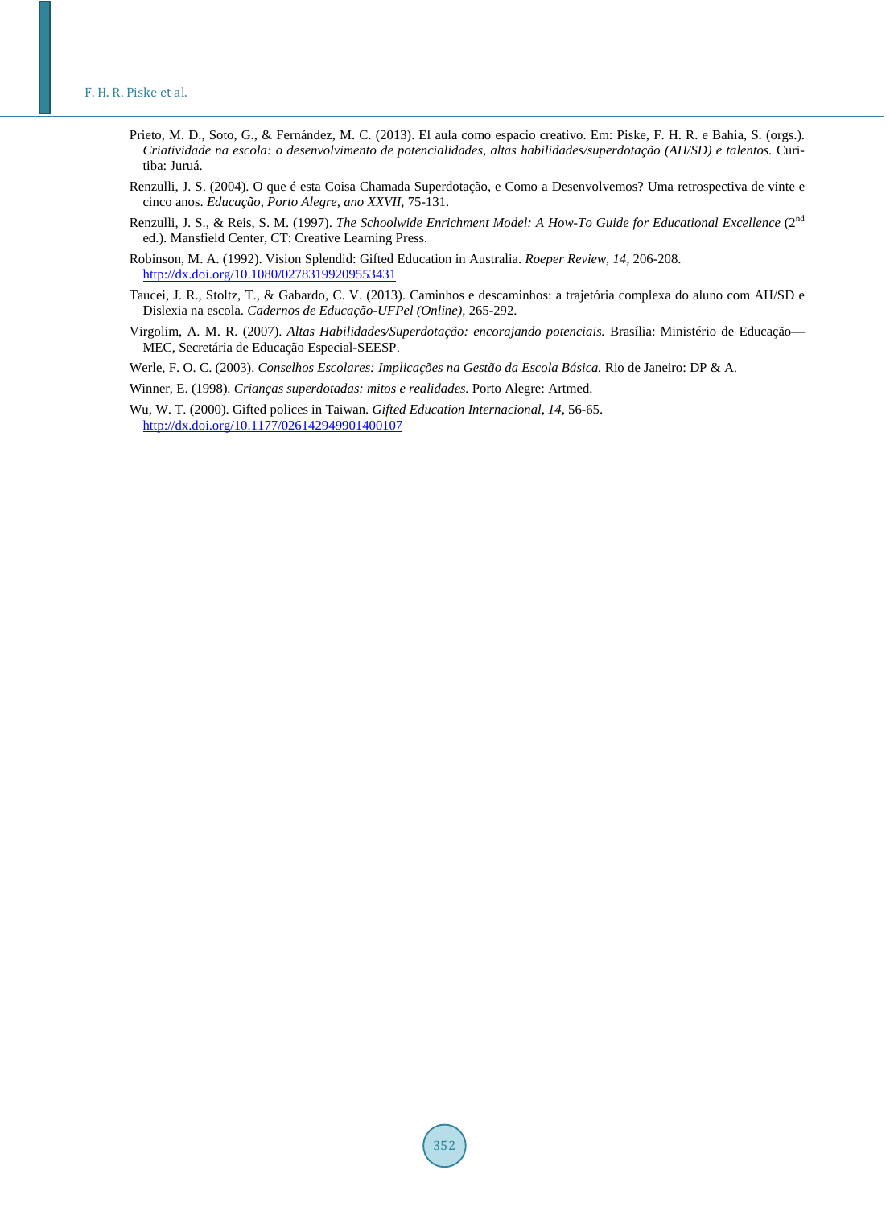Prieto, M. D., Soto, G., & Fernández, M. C. (2013). El aula como espacio creativo. Em: Piske, F. H. R. e Bahia, S. (orgs.). *Criatividade na escola: o desenvolvimento de potencialidades, altas habilidades/superdotação (AH/SD) e talentos.* Curitiba: Juruá.

Renzulli, J. S. (2004). O que é esta Coisa Chamada Superdotação, e Como a Desenvolvemos? Uma retrospectiva de vinte e cinco anos. *Educação, Porto Alegre, ano XXVII*, 75-131.

Renzulli, J. S., & Reis, S. M. (1997). *The Schoolwide Enrichment Model: A How-To Guide for Educational Excellence* (2nd ed.). Mansfield Center, CT: Creative Learning Press.

Robinson, M. A. (1992). Vision Splendid: Gifted Education in Australia. *Roeper Review, 14,* 206-208. http://dx.doi.org/10.1080/02783199209553431

Taucei, J. R., Stoltz, T., & Gabardo, C. V. (2013). Caminhos e descaminhos: a trajetória complexa do aluno com AH/SD e Dislexia na escola. *Cadernos de Educação-UFPel (Online),* 265-292.

Virgolim, A. M. R. (2007). *Altas Habilidades/Superdotação: encorajando potenciais.* Brasília: Ministério de Educação—MEC, Secretária de Educação Especial-SEESP.

Werle, F. O. C. (2003). *Conselhos Escolares: Implicações na Gestão da Escola Básica.* Rio de Janeiro: DP & A.

Winner, E. (1998). *Crianças superdotadas: mitos e realidades.* Porto Alegre: Artmed.

Wu, W. T. (2000). Gifted polices in Taiwan. *Gifted Education Internacional, 14,* 56-65. http://dx.doi.org/10.1177/026142949901400107